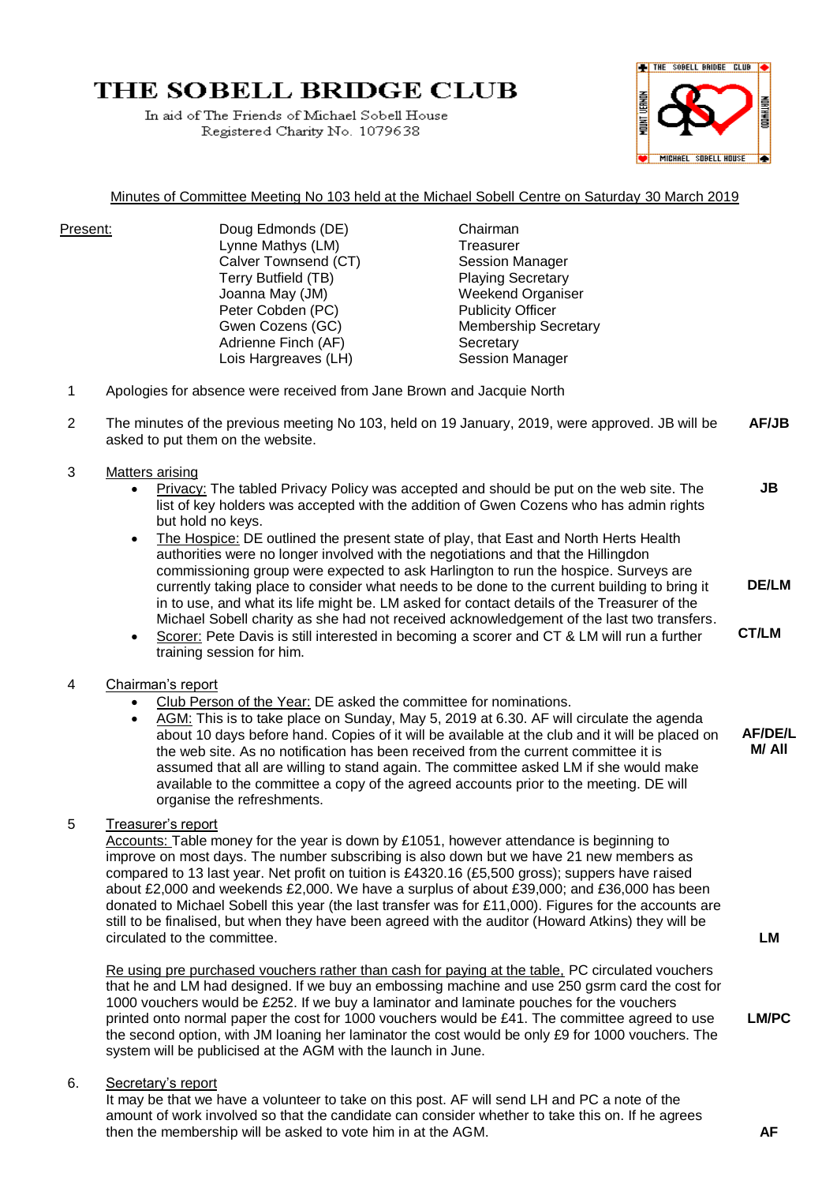# THE SOBELL BRIDGE CLUB

In aid of The Friends of Michael Sobell House
Registered Charity No. 1079638

Minutes of Committee Meeting No 103 held at the Michael Sobell Centre on Saturday 30 March 2019

**Present:**

| Name | Role |
|---|---|
| Doug Edmonds (DE) | Chairman |
| Lynne Mathys (LM) | Treasurer |
| Calver Townsend (CT) | Session Manager |
| Terry Butfield (TB) | Playing Secretary |
| Joanna May (JM) | Weekend Organiser |
| Peter Cobden (PC) | Publicity Officer |
| Gwen Cozens (GC) | Membership Secretary |
| Adrienne Finch (AF) | Secretary |
| Lois Hargreaves (LH) | Session Manager |

1. Apologies for absence were received from Jane Brown and Jacquie North

2. The minutes of the previous meeting No 103, held on 19 January, 2019, were approved. JB will be asked to put them on the website. **AF/JB**

3. Matters arising
   - Privacy: The tabled Privacy Policy was accepted and should be put on the web site. The list of key holders was accepted with the addition of Gwen Cozens who has admin rights but hold no keys. **JB**
   - The Hospice: DE outlined the present state of play, that East and North Herts Health authorities were no longer involved with the negotiations and that the Hillingdon commissioning group were expected to ask Harlington to run the hospice. Surveys are currently taking place to consider what needs to be done to the current building to bring it in to use, and what its life might be. LM asked for contact details of the Treasurer of the Michael Sobell charity as she had not received acknowledgement of the last two transfers. **DE/LM**
   - Scorer: Pete Davis is still interested in becoming a scorer and CT & LM will run a further training session for him. **CT/LM**

4. Chairman's report
   - Club Person of the Year: DE asked the committee for nominations.
   - AGM: This is to take place on Sunday, May 5, 2019 at 6.30. AF will circulate the agenda about 10 days before hand. Copies of it will be available at the club and it will be placed on the web site. As no notification has been received from the current committee it is assumed that all are willing to stand again. The committee asked LM if she would make available to the committee a copy of the agreed accounts prior to the meeting. DE will organise the refreshments. **AF/DE/LM/ All**

5. Treasurer's report

   Accounts: Table money for the year is down by £1051, however attendance is beginning to improve on most days. The number subscribing is also down but we have 21 new members as compared to 13 last year. Net profit on tuition is £4320.16 (£5,500 gross); suppers have raised about £2,000 and weekends £2,000. We have a surplus of about £39,000; and £36,000 has been donated to Michael Sobell this year (the last transfer was for £11,000). Figures for the accounts are still to be finalised, but when they have been agreed with the auditor (Howard Atkins) they will be circulated to the committee. **LM**

   Re using pre purchased vouchers rather than cash for paying at the table, PC circulated vouchers that he and LM had designed. If we buy an embossing machine and use 250 gsrm card the cost for 1000 vouchers would be £252. If we buy a laminator and laminate pouches for the vouchers printed onto normal paper the cost for 1000 vouchers would be £41. The committee agreed to use the second option, with JM loaning her laminator the cost would be only £9 for 1000 vouchers. The system will be publicised at the AGM with the launch in June. **LM/PC**

6. Secretary's report

   It may be that we have a volunteer to take on this post. AF will send LH and PC a note of the amount of work involved so that the candidate can consider whether to take this on. If he agrees then the membership will be asked to vote him in at the AGM. **AF**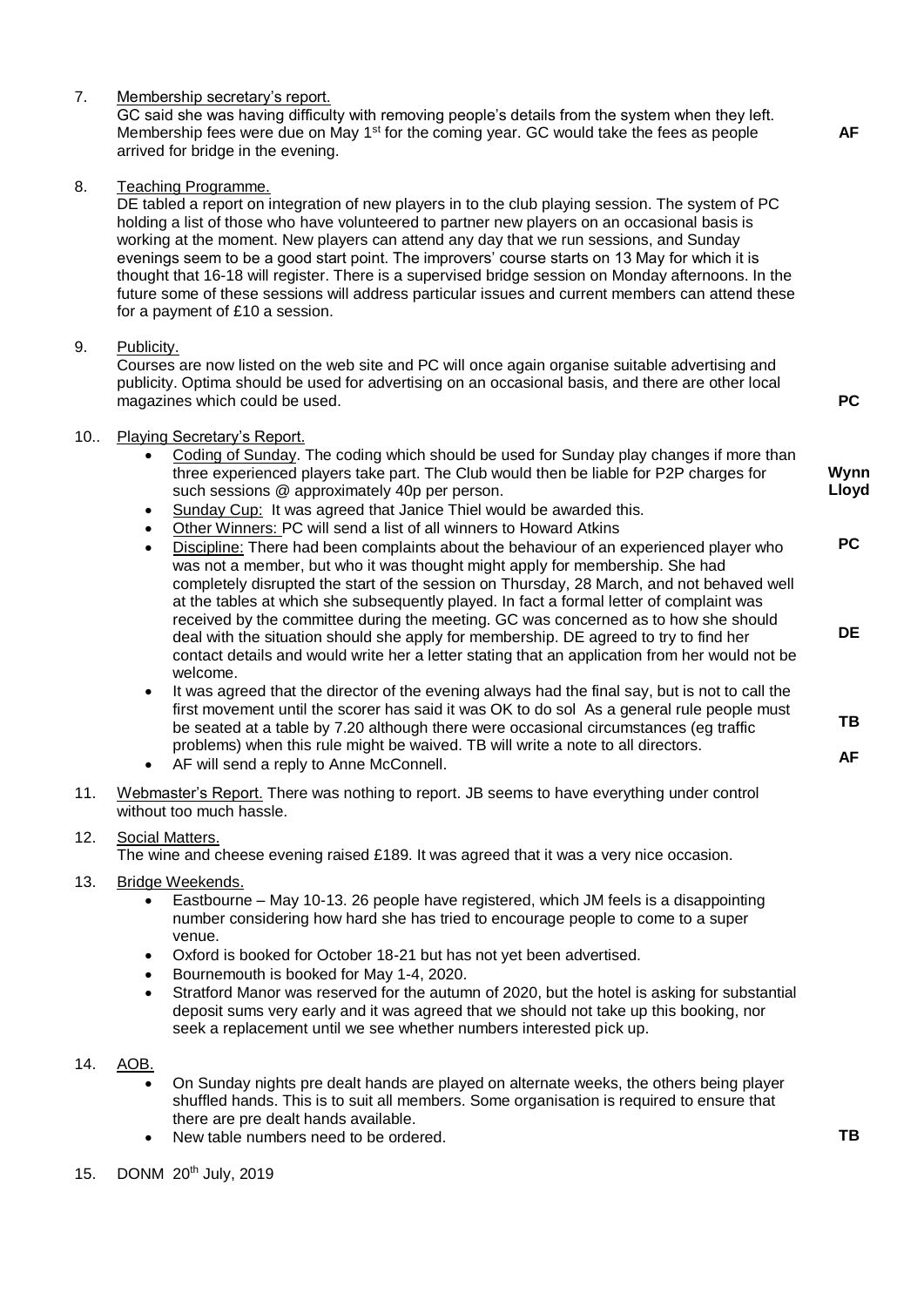7. Membership secretary's report.
   GC said she was having difficulty with removing people's details from the system when they left. Membership fees were due on May 1st for the coming year. GC would take the fees as people arrived for bridge in the evening. **AF**

8. Teaching Programme.
   DE tabled a report on integration of new players in to the club playing session. The system of PC holding a list of those who have volunteered to partner new players on an occasional basis is working at the moment. New players can attend any day that we run sessions, and Sunday evenings seem to be a good start point. The improvers' course starts on 13 May for which it is thought that 16-18 will register. There is a supervised bridge session on Monday afternoons. In the future some of these sessions will address particular issues and current members can attend these for a payment of £10 a session.

9. Publicity.
   Courses are now listed on the web site and PC will once again organise suitable advertising and publicity. Optima should be used for advertising on an occasional basis, and there are other local magazines which could be used. **PC**

10.. Playing Secretary's Report.
   - Coding of Sunday. The coding which should be used for Sunday play changes if more than three experienced players take part. The Club would then be liable for P2P charges for such sessions @ approximately 40p per person. **Wynn Lloyd**
   - Sunday Cup: It was agreed that Janice Thiel would be awarded this.
   - Other Winners: PC will send a list of all winners to Howard Atkins **PC**
   - Discipline: There had been complaints about the behaviour of an experienced player who was not a member, but who it was thought might apply for membership. She had completely disrupted the start of the session on Thursday, 28 March, and not behaved well at the tables at which she subsequently played. In fact a formal letter of complaint was received by the committee during the meeting. GC was concerned as to how she should deal with the situation should she apply for membership. DE agreed to try to find her contact details and would write her a letter stating that an application from her would not be welcome. **DE**
   - It was agreed that the director of the evening always had the final say, but is not to call the first movement until the scorer has said it was OK to do sol As a general rule people must be seated at a table by 7.20 although there were occasional circumstances (eg traffic problems) when this rule might be waived. TB will write a note to all directors. **TB**
   - AF will send a reply to Anne McConnell. **AF**

11. Webmaster's Report. There was nothing to report. JB seems to have everything under control without too much hassle.

12. Social Matters.
   The wine and cheese evening raised £189. It was agreed that it was a very nice occasion.

13. Bridge Weekends.
   - Eastbourne – May 10-13. 26 people have registered, which JM feels is a disappointing number considering how hard she has tried to encourage people to come to a super venue.
   - Oxford is booked for October 18-21 but has not yet been advertised.
   - Bournemouth is booked for May 1-4, 2020.
   - Stratford Manor was reserved for the autumn of 2020, but the hotel is asking for substantial deposit sums very early and it was agreed that we should not take up this booking, nor seek a replacement until we see whether numbers interested pick up.

14. AOB.
   - On Sunday nights pre dealt hands are played on alternate weeks, the others being player shuffled hands. This is to suit all members. Some organisation is required to ensure that there are pre dealt hands available.
   - New table numbers need to be ordered. **TB**

15. DONM 20th July, 2019